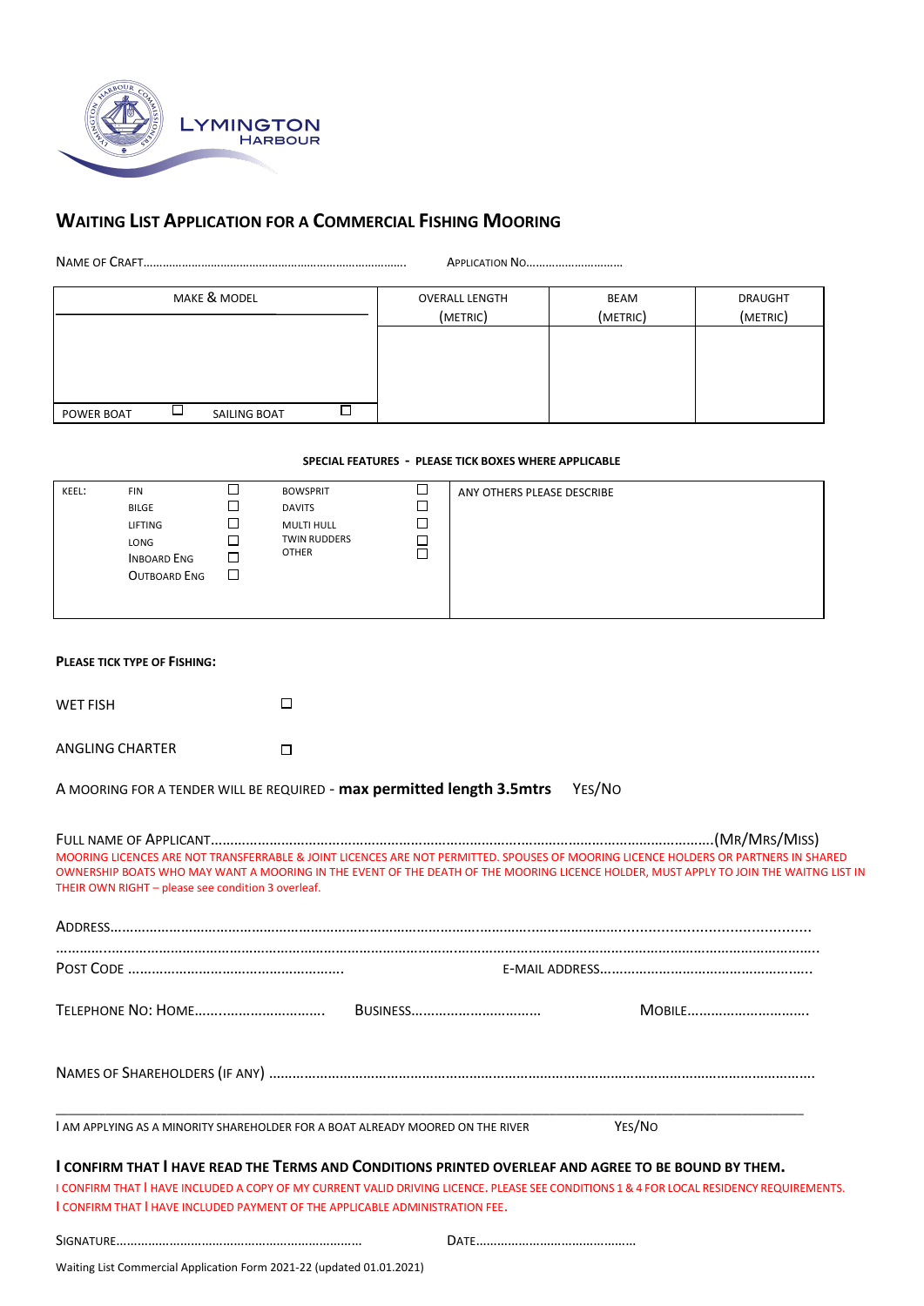LYMINGTON HARBOUR

## WAITING LIST APPLICATION FOR A COMMERCIAL FISHING MOORING

NAME OF CRAFT…………………………………………………………………… APPLICATION NO…………………………

| MAKE & MODEL | OVERALL LENGTH (METRIC) | BEAM (METRIC) | DRAUGHT (METRIC) |
|---|---|---|---|
| | | | |
| POWER BOAT ☐ SAILING BOAT ☐ | | | |

**SPECIAL FEATURES - PLEASE TICK BOXES WHERE APPLICABLE**

| KEEL: | | | | | ANY OTHERS PLEASE DESCRIBE |
|---|---|---|---|---|---|
| | FIN | ☐ | BOWSPRIT | ☐ | |
| | BILGE | ☐ | DAVITS | ☐ | |
| | LIFTING | ☐ | MULTI HULL | ☐ | |
| | LONG | ☐ | TWIN RUDDERS | ☐ | |
| | INBOARD ENG | ☐ | OTHER | ☐ | |
| | OUTBOARD ENG | ☐ | | | |

**PLEASE TICK TYPE OF FISHING:**

WET FISH ☐

ANGLING CHARTER ☐

A MOORING FOR A TENDER WILL BE REQUIRED - **max permitted length 3.5mtrs** YES/NO

FULL NAME OF APPLICANT……………………………………………………………………………………………………………(MR/MRS/MISS)

MOORING LICENCES ARE NOT TRANSFERRABLE & JOINT LICENCES ARE NOT PERMITTED. SPOUSES OF MOORING LICENCE HOLDERS OR PARTNERS IN SHARED OWNERSHIP BOATS WHO MAY WANT A MOORING IN THE EVENT OF THE DEATH OF THE MOORING LICENCE HOLDER, MUST APPLY TO JOIN THE WAITNG LIST IN THEIR OWN RIGHT – please see condition 3 overleaf.

ADDRESS………………………………………………………………………………………………………………………………………

………………………………………………………………………………………………………………………………………………………

POST CODE ……………………………………………… E-MAIL ADDRESS………………………………………………

TELEPHONE NO: HOME…………………………… BUSINESS…………………………… MOBILE…………………………

NAMES OF SHAREHOLDERS (IF ANY) ……………………………………………………………………………………………………

I AM APPLYING AS A MINORITY SHAREHOLDER FOR A BOAT ALREADY MOORED ON THE RIVER YES/NO

**I CONFIRM THAT I HAVE READ THE TERMS AND CONDITIONS PRINTED OVERLEAF AND AGREE TO BE BOUND BY THEM.**

I CONFIRM THAT I HAVE INCLUDED A COPY OF MY CURRENT VALID DRIVING LICENCE. PLEASE SEE CONDITIONS 1 & 4 FOR LOCAL RESIDENCY REQUIREMENTS.

I CONFIRM THAT I HAVE INCLUDED PAYMENT OF THE APPLICABLE ADMINISTRATION FEE.

SIGNATURE…………………………………………………………… DATE……………………………………

Waiting List Commercial Application Form 2021-22 (updated 01.01.2021)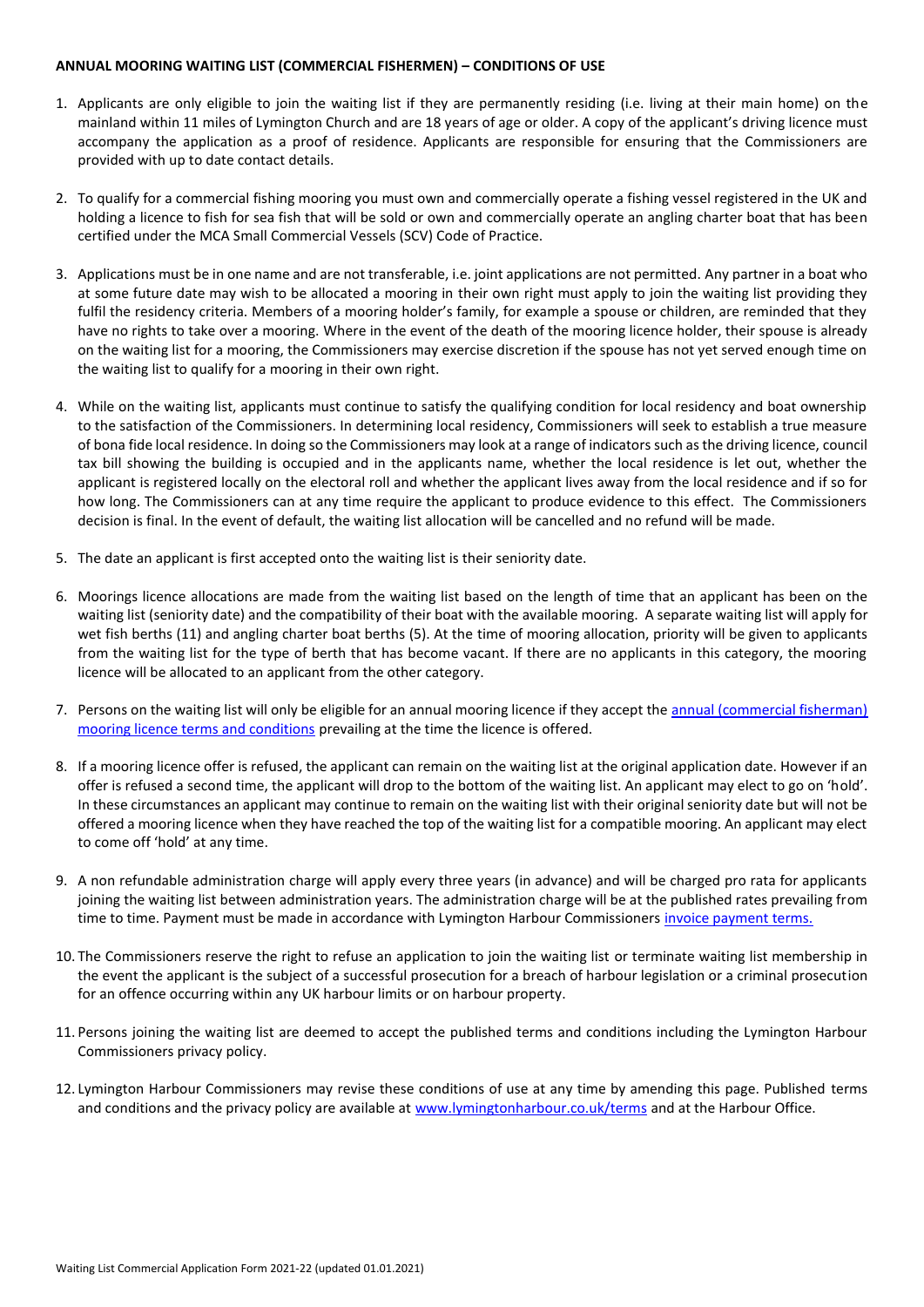**ANNUAL MOORING WAITING LIST (COMMERCIAL FISHERMEN) – CONDITIONS OF USE**

1. Applicants are only eligible to join the waiting list if they are permanently residing (i.e. living at their main home) on the mainland within 11 miles of Lymington Church and are 18 years of age or older. A copy of the applicant's driving licence must accompany the application as a proof of residence. Applicants are responsible for ensuring that the Commissioners are provided with up to date contact details.

2. To qualify for a commercial fishing mooring you must own and commercially operate a fishing vessel registered in the UK and holding a licence to fish for sea fish that will be sold or own and commercially operate an angling charter boat that has been certified under the MCA Small Commercial Vessels (SCV) Code of Practice.

3. Applications must be in one name and are not transferable, i.e. joint applications are not permitted. Any partner in a boat who at some future date may wish to be allocated a mooring in their own right must apply to join the waiting list providing they fulfil the residency criteria. Members of a mooring holder's family, for example a spouse or children, are reminded that they have no rights to take over a mooring. Where in the event of the death of the mooring licence holder, their spouse is already on the waiting list for a mooring, the Commissioners may exercise discretion if the spouse has not yet served enough time on the waiting list to qualify for a mooring in their own right.

4. While on the waiting list, applicants must continue to satisfy the qualifying condition for local residency and boat ownership to the satisfaction of the Commissioners. In determining local residency, Commissioners will seek to establish a true measure of bona fide local residence. In doing so the Commissioners may look at a range of indicators such as the driving licence, council tax bill showing the building is occupied and in the applicants name, whether the local residence is let out, whether the applicant is registered locally on the electoral roll and whether the applicant lives away from the local residence and if so for how long. The Commissioners can at any time require the applicant to produce evidence to this effect. The Commissioners decision is final. In the event of default, the waiting list allocation will be cancelled and no refund will be made.

5. The date an applicant is first accepted onto the waiting list is their seniority date.

6. Moorings licence allocations are made from the waiting list based on the length of time that an applicant has been on the waiting list (seniority date) and the compatibility of their boat with the available mooring. A separate waiting list will apply for wet fish berths (11) and angling charter boat berths (5). At the time of mooring allocation, priority will be given to applicants from the waiting list for the type of berth that has become vacant. If there are no applicants in this category, the mooring licence will be allocated to an applicant from the other category.

7. Persons on the waiting list will only be eligible for an annual mooring licence if they accept the annual (commercial fisherman) mooring licence terms and conditions prevailing at the time the licence is offered.

8. If a mooring licence offer is refused, the applicant can remain on the waiting list at the original application date. However if an offer is refused a second time, the applicant will drop to the bottom of the waiting list. An applicant may elect to go on 'hold'. In these circumstances an applicant may continue to remain on the waiting list with their original seniority date but will not be offered a mooring licence when they have reached the top of the waiting list for a compatible mooring. An applicant may elect to come off 'hold' at any time.

9. A non refundable administration charge will apply every three years (in advance) and will be charged pro rata for applicants joining the waiting list between administration years. The administration charge will be at the published rates prevailing from time to time. Payment must be made in accordance with Lymington Harbour Commissioners invoice payment terms.

10. The Commissioners reserve the right to refuse an application to join the waiting list or terminate waiting list membership in the event the applicant is the subject of a successful prosecution for a breach of harbour legislation or a criminal prosecution for an offence occurring within any UK harbour limits or on harbour property.

11. Persons joining the waiting list are deemed to accept the published terms and conditions including the Lymington Harbour Commissioners privacy policy.

12. Lymington Harbour Commissioners may revise these conditions of use at any time by amending this page. Published terms and conditions and the privacy policy are available at www.lymingtonharbour.co.uk/terms and at the Harbour Office.

Waiting List Commercial Application Form 2021-22 (updated 01.01.2021)